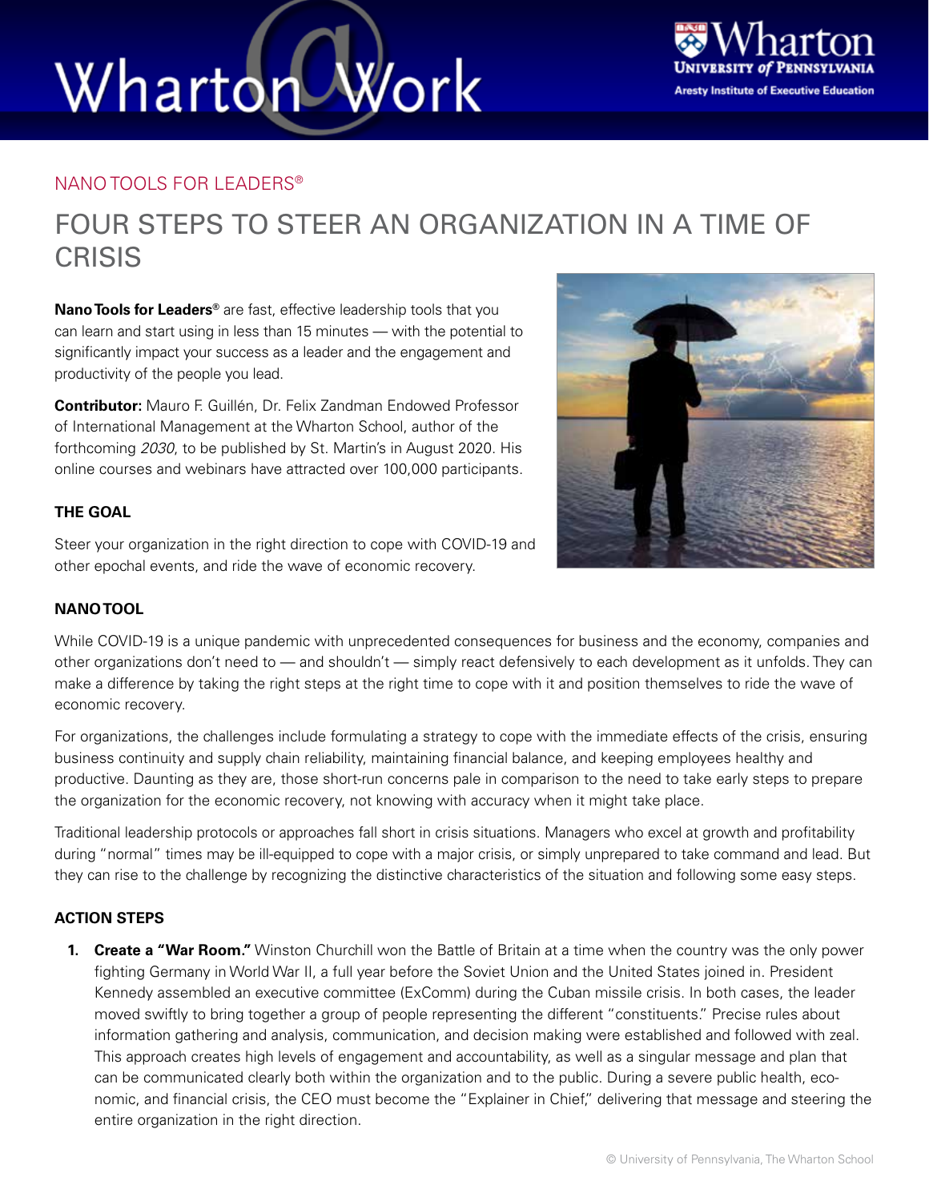NANO TOOLS FOR LEADERS®

# FOUR STEPS TO STEER AN ORGANIZATION IN A TIME OF CRISIS

**Nano Tools for Leaders®** are fast, effective leadership tools that you can learn and start using in less than 15 minutes — with the potential to significantly impact your success as a leader and the engagement and productivity of the people you lead.

**Contributor:** Mauro F. Guillén, Dr. Felix Zandman Endowed Professor of International Management at the Wharton School, author of the forthcoming *2030*, to be published by St. Martin's in August 2020. His online courses and webinars have attracted over 100,000 participants.

### THE GOAL

Steer your organization in the right direction to cope with COVID-19 and other epochal events, and ride the wave of economic recovery.

### NANO TOOL

While COVID-19 is a unique pandemic with unprecedented consequences for business and the economy, companies and other organizations don't need to — and shouldn't — simply react defensively to each development as it unfolds. They can make a difference by taking the right steps at the right time to cope with it and position themselves to ride the wave of economic recovery.

For organizations, the challenges include formulating a strategy to cope with the immediate effects of the crisis, ensuring business continuity and supply chain reliability, maintaining financial balance, and keeping employees healthy and productive. Daunting as they are, those short-run concerns pale in comparison to the need to take early steps to prepare the organization for the economic recovery, not knowing with accuracy when it might take place.

Traditional leadership protocols or approaches fall short in crisis situations. Managers who excel at growth and profitability during "normal" times may be ill-equipped to cope with a major crisis, or simply unprepared to take command and lead. But they can rise to the challenge by recognizing the distinctive characteristics of the situation and following some easy steps.

### ACTION STEPS

1. **Create a "War Room."** Winston Churchill won the Battle of Britain at a time when the country was the only power fighting Germany in World War II, a full year before the Soviet Union and the United States joined in. President Kennedy assembled an executive committee (ExComm) during the Cuban missile crisis. In both cases, the leader moved swiftly to bring together a group of people representing the different "constituents." Precise rules about information gathering and analysis, communication, and decision making were established and followed with zeal. This approach creates high levels of engagement and accountability, as well as a singular message and plan that can be communicated clearly both within the organization and to the public. During a severe public health, economic, and financial crisis, the CEO must become the "Explainer in Chief," delivering that message and steering the entire organization in the right direction.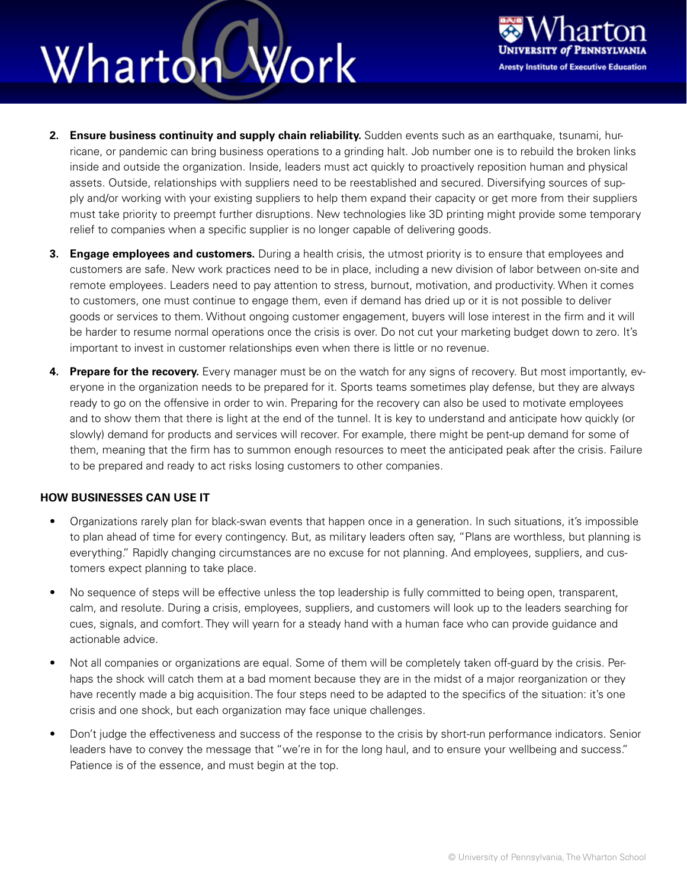2. **Ensure business continuity and supply chain reliability.** Sudden events such as an earthquake, tsunami, hurricane, or pandemic can bring business operations to a grinding halt. Job number one is to rebuild the broken links inside and outside the organization. Inside, leaders must act quickly to proactively reposition human and physical assets. Outside, relationships with suppliers need to be reestablished and secured. Diversifying sources of supply and/or working with your existing suppliers to help them expand their capacity or get more from their suppliers must take priority to preempt further disruptions. New technologies like 3D printing might provide some temporary relief to companies when a specific supplier is no longer capable of delivering goods.

3. **Engage employees and customers.** During a health crisis, the utmost priority is to ensure that employees and customers are safe. New work practices need to be in place, including a new division of labor between on-site and remote employees. Leaders need to pay attention to stress, burnout, motivation, and productivity. When it comes to customers, one must continue to engage them, even if demand has dried up or it is not possible to deliver goods or services to them. Without ongoing customer engagement, buyers will lose interest in the firm and it will be harder to resume normal operations once the crisis is over. Do not cut your marketing budget down to zero. It's important to invest in customer relationships even when there is little or no revenue.

4. **Prepare for the recovery.** Every manager must be on the watch for any signs of recovery. But most importantly, everyone in the organization needs to be prepared for it. Sports teams sometimes play defense, but they are always ready to go on the offensive in order to win. Preparing for the recovery can also be used to motivate employees and to show them that there is light at the end of the tunnel. It is key to understand and anticipate how quickly (or slowly) demand for products and services will recover. For example, there might be pent-up demand for some of them, meaning that the firm has to summon enough resources to meet the anticipated peak after the crisis. Failure to be prepared and ready to act risks losing customers to other companies.

**HOW BUSINESSES CAN USE IT**

- Organizations rarely plan for black-swan events that happen once in a generation. In such situations, it's impossible to plan ahead of time for every contingency. But, as military leaders often say, "Plans are worthless, but planning is everything." Rapidly changing circumstances are no excuse for not planning. And employees, suppliers, and customers expect planning to take place.

- No sequence of steps will be effective unless the top leadership is fully committed to being open, transparent, calm, and resolute. During a crisis, employees, suppliers, and customers will look up to the leaders searching for cues, signals, and comfort. They will yearn for a steady hand with a human face who can provide guidance and actionable advice.

- Not all companies or organizations are equal. Some of them will be completely taken off-guard by the crisis. Perhaps the shock will catch them at a bad moment because they are in the midst of a major reorganization or they have recently made a big acquisition. The four steps need to be adapted to the specifics of the situation: it's one crisis and one shock, but each organization may face unique challenges.

- Don't judge the effectiveness and success of the response to the crisis by short-run performance indicators. Senior leaders have to convey the message that "we're in for the long haul, and to ensure your wellbeing and success." Patience is of the essence, and must begin at the top.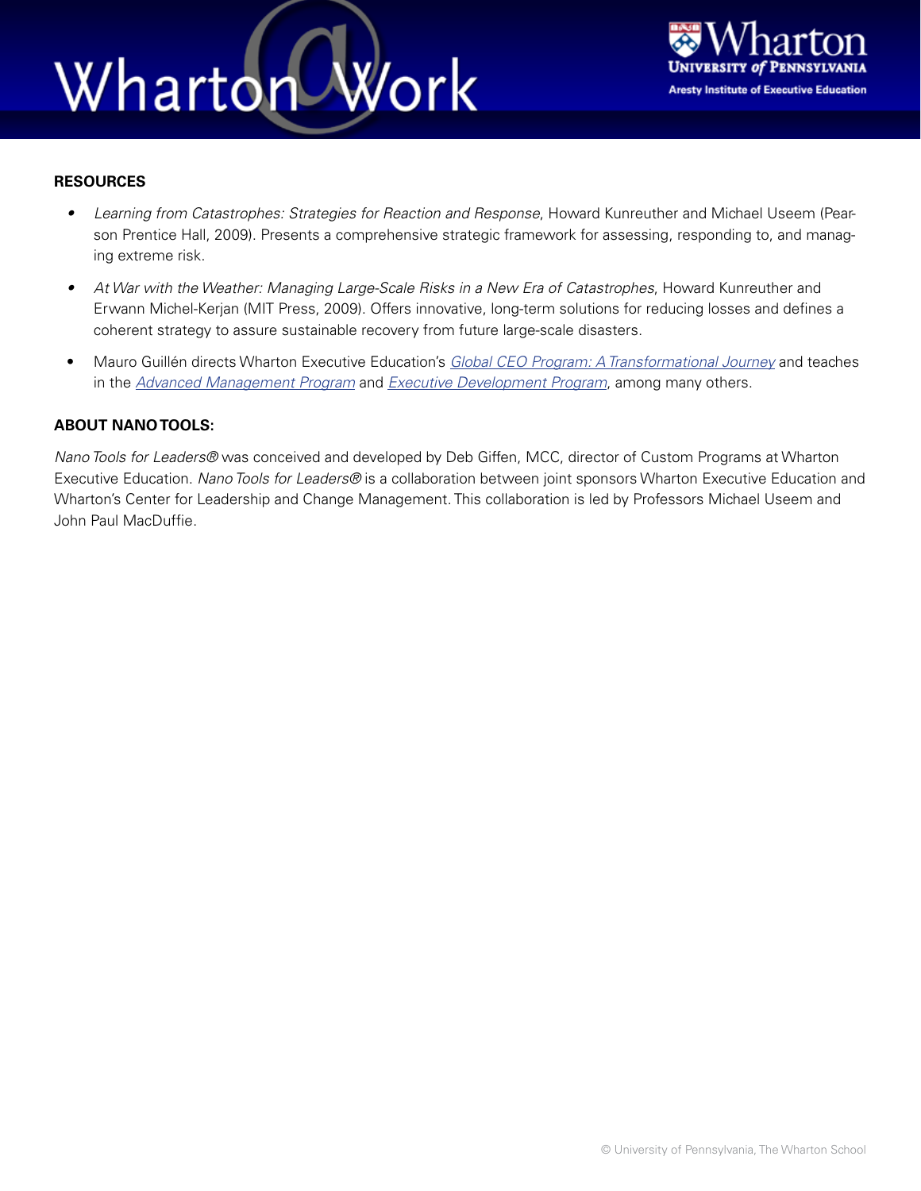**RESOURCES**

- *Learning from Catastrophes: Strategies for Reaction and Response*, Howard Kunreuther and Michael Useem (Pearson Prentice Hall, 2009). Presents a comprehensive strategic framework for assessing, responding to, and managing extreme risk.
- *At War with the Weather: Managing Large-Scale Risks in a New Era of Catastrophes*, Howard Kunreuther and Erwann Michel-Kerjan (MIT Press, 2009). Offers innovative, long-term solutions for reducing losses and defines a coherent strategy to assure sustainable recovery from future large-scale disasters.
- Mauro Guillén directs Wharton Executive Education's *Global CEO Program: A Transformational Journey* and teaches in the *Advanced Management Program* and *Executive Development Program*, among many others.

**ABOUT NANO TOOLS:**

*Nano Tools for Leaders®* was conceived and developed by Deb Giffen, MCC, director of Custom Programs at Wharton Executive Education. *Nano Tools for Leaders®* is a collaboration between joint sponsors Wharton Executive Education and Wharton's Center for Leadership and Change Management. This collaboration is led by Professors Michael Useem and John Paul MacDuffie.